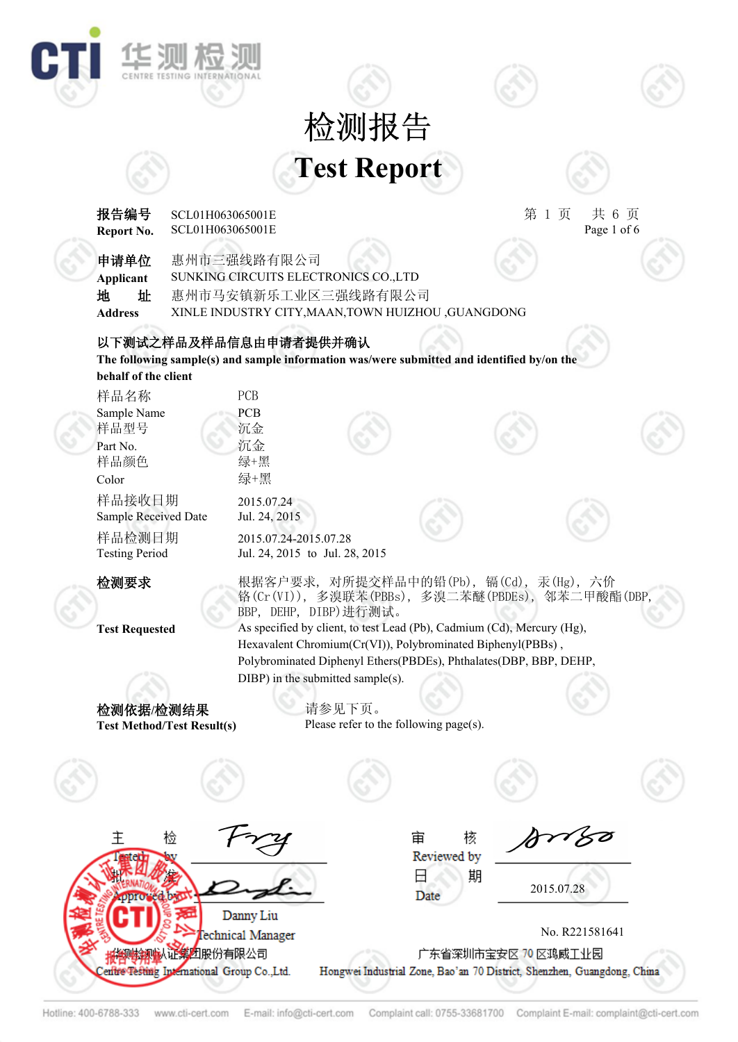# 检测报告

# Test Report

| | | |
|---|---|---|
| **报告编号** | SCL01H063065001E | 第 1 页　共 6 页 |
| **Report No.** | SCL01H063065001E | Page 1 of 6 |

**申请单位** 惠州市三强线路有限公司
**Applicant** SUNKING CIRCUITS ELECTRONICS CO.,LTD
**地　　址** 惠州市马安镇新乐工业区三强线路有限公司
**Address** XINLE INDUSTRY CITY,MAAN,TOWN HUIZHOU ,GUANGDONG

**以下测试之样品及样品信息由申请者提供并确认**
**The following sample(s) and sample information was/were submitted and identified by/on the behalf of the client**

| | |
|---|---|
| 样品名称 | PCB |
| Sample Name | PCB |
| 样品型号 | 沉金 |
| Part No. | 沉金 |
| 样品颜色 | 绿+黑 |
| Color | 绿+黑 |
| 样品接收日期 | 2015.07.24 |
| Sample Received Date | Jul. 24, 2015 |
| 样品检测日期 | 2015.07.24-2015.07.28 |
| Testing Period | Jul. 24, 2015 to Jul. 28, 2015 |

**检测要求**
根据客户要求，对所提交样品中的铅(Pb)，镉(Cd)，汞(Hg)，六价铬(Cr(VI))，多溴联苯(PBBs)，多溴二苯醚(PBDEs)，邻苯二甲酸酯(DBP, BBP, DEHP, DIBP)进行测试。

**Test Requested**
As specified by client, to test Lead (Pb), Cadmium (Cd), Mercury (Hg), Hexavalent Chromium(Cr(VI)), Polybrominated Biphenyl(PBBs) , Polybrominated Diphenyl Ethers(PBDEs), Phthalates(DBP, BBP, DEHP, DIBP) in the submitted sample(s).

**检测依据/检测结果**
**Test Method/Test Result(s)**
请参见下页。
Please refer to the following page(s).

主　　检 Tested by: Fry
批　　准 Approved by: Danny Liu, Technical Manager
审　　核 Reviewed by
日　　期 Date: 2015.07.28

No. R221581641

华测检测认证集团股份有限公司
Centre Testing International Group Co.,Ltd.
广东省深圳市宝安区 70 区鸿威工业园
Hongwei Industrial Zone, Bao'an 70 District, Shenzhen, Guangdong, China

Hotline: 400-6788-333　www.cti-cert.com　E-mail: info@cti-cert.com　Complaint call: 0755-33681700　Complaint E-mail: complaint@cti-cert.com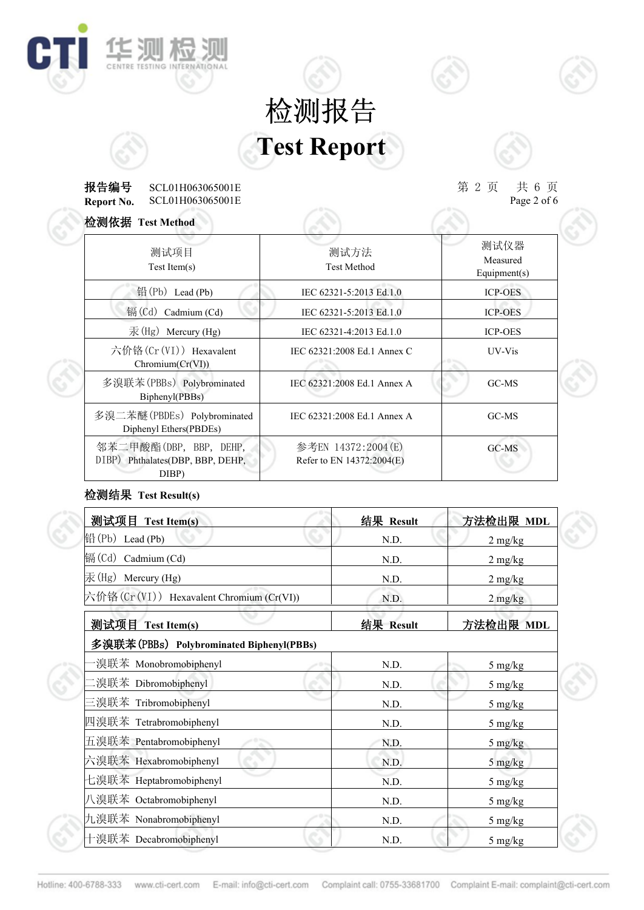# 检测报告
# Test Report

**报告编号** SCL01H063065001E
**Report No.** SCL01H063065001E

第 2 页 共 6 页

## 检测依据 Test Method

| 测试项目<br>Test Item(s) | 测试方法<br>Test Method | 测试仪器<br>Measured Equipment(s) |
|---|---|---|
| 铅(Pb) Lead (Pb) | IEC 62321-5:2013 Ed.1.0 | ICP-OES |
| 镉(Cd) Cadmium (Cd) | IEC 62321-5:2013 Ed.1.0 | ICP-OES |
| 汞(Hg) Mercury (Hg) | IEC 62321-4:2013 Ed.1.0 | ICP-OES |
| 六价铬(Cr(VI)) Hexavalent Chromium(Cr(VI)) | IEC 62321:2008 Ed.1 Annex C | UV-Vis |
| 多溴联苯(PBBs) Polybrominated Biphenyl(PBBs) | IEC 62321:2008 Ed.1 Annex A | GC-MS |
| 多溴二苯醚(PBDEs) Polybrominated Diphenyl Ethers(PBDEs) | IEC 62321:2008 Ed.1 Annex A | GC-MS |
| 邻苯二甲酸酯(DBP, BBP, DEHP, DIBP) Phthalates(DBP, BBP, DEHP, DIBP) | 参考EN 14372:2004(E)<br>Refer to EN 14372:2004(E) | GC-MS |

## 检测结果 Test Result(s)

| 测试项目 Test Item(s) | 结果 Result | 方法检出限 MDL |
|---|---|---|
| 铅(Pb) Lead (Pb) | N.D. | 2 mg/kg |
| 镉(Cd) Cadmium (Cd) | N.D. | 2 mg/kg |
| 汞(Hg) Mercury (Hg) | N.D. | 2 mg/kg |
| 六价铬(Cr(VI)) Hexavalent Chromium (Cr(VI)) | N.D. | 2 mg/kg |

| 测试项目 Test Item(s) | 结果 Result | 方法检出限 MDL |
|---|---|---|
| **多溴联苯(PBBs) Polybrominated Biphenyl(PBBs)** | | |
| 一溴联苯 Monobromobiphenyl | N.D. | 5 mg/kg |
| 二溴联苯 Dibromobiphenyl | N.D. | 5 mg/kg |
| 三溴联苯 Tribromobiphenyl | N.D. | 5 mg/kg |
| 四溴联苯 Tetrabromobiphenyl | N.D. | 5 mg/kg |
| 五溴联苯 Pentabromobiphenyl | N.D. | 5 mg/kg |
| 六溴联苯 Hexabromobiphenyl | N.D. | 5 mg/kg |
| 七溴联苯 Heptabromobiphenyl | N.D. | 5 mg/kg |
| 八溴联苯 Octabromobiphenyl | N.D. | 5 mg/kg |
| 九溴联苯 Nonabromobiphenyl | N.D. | 5 mg/kg |
| 十溴联苯 Decabromobiphenyl | N.D. | 5 mg/kg |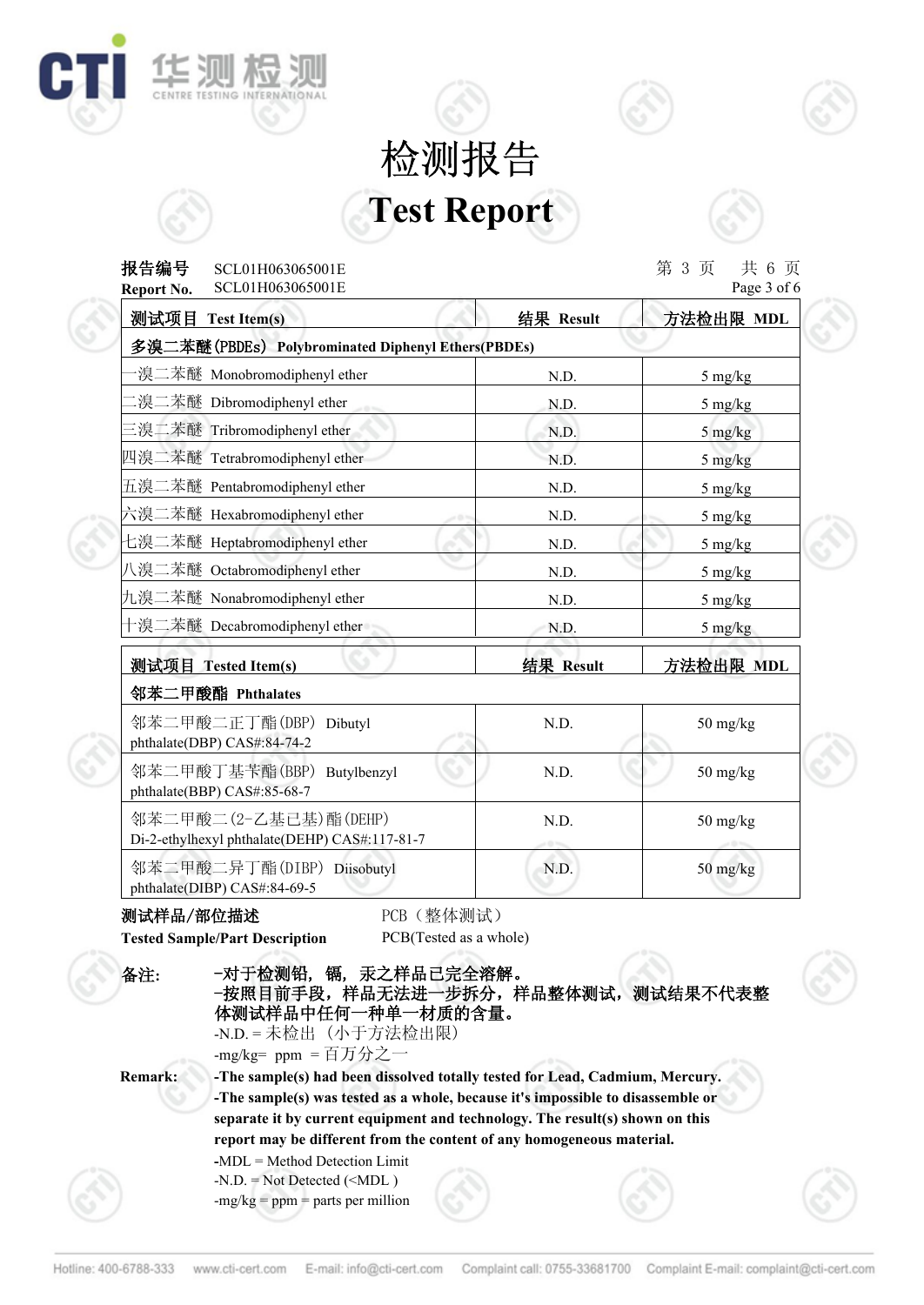# 检测报告

# Test Report

**报告编号** SCL01H063065001E

**Report No.** SCL01H063065001E

| 测试项目 Test Item(s) | 结果 Result | 方法检出限 MDL |
|---|---|---|
| **多溴二苯醚(PBDEs) Polybrominated Diphenyl Ethers(PBDEs)** | | |
| 一溴二苯醚 Monobromodiphenyl ether | N.D. | 5 mg/kg |
| 二溴二苯醚 Dibromodiphenyl ether | N.D. | 5 mg/kg |
| 三溴二苯醚 Tribromodiphenyl ether | N.D. | 5 mg/kg |
| 四溴二苯醚 Tetrabromodiphenyl ether | N.D. | 5 mg/kg |
| 五溴二苯醚 Pentabromodiphenyl ether | N.D. | 5 mg/kg |
| 六溴二苯醚 Hexabromodiphenyl ether | N.D. | 5 mg/kg |
| 七溴二苯醚 Heptabromodiphenyl ether | N.D. | 5 mg/kg |
| 八溴二苯醚 Octabromodiphenyl ether | N.D. | 5 mg/kg |
| 九溴二苯醚 Nonabromodiphenyl ether | N.D. | 5 mg/kg |
| 十溴二苯醚 Decabromodiphenyl ether | N.D. | 5 mg/kg |

| 测试项目 Tested Item(s) | 结果 Result | 方法检出限 MDL |
|---|---|---|
| **邻苯二甲酸酯 Phthalates** | | |
| 邻苯二甲酸二正丁酯(DBP) Dibutyl phthalate(DBP) CAS#:84-74-2 | N.D. | 50 mg/kg |
| 邻苯二甲酸丁基苄酯(BBP) Butylbenzyl phthalate(BBP) CAS#:85-68-7 | N.D. | 50 mg/kg |
| 邻苯二甲酸二(2-乙基已基)酯(DEHP) Di-2-ethylhexyl phthalate(DEHP) CAS#:117-81-7 | N.D. | 50 mg/kg |
| 邻苯二甲酸二异丁酯(DIBP) Diisobutyl phthalate(DIBP) CAS#:84-69-5 | N.D. | 50 mg/kg |

**测试样品/部位描述** PCB（整体测试）

**Tested Sample/Part Description** PCB(Tested as a whole)

**备注:**

**-对于检测铅，镉，汞之样品已完全溶解。**

**-按照目前手段，样品无法进一步拆分，样品整体测试，测试结果不代表整体测试样品中任何一种单一材质的含量。**

-N.D. = 未检出（小于方法检出限）

-mg/kg= ppm = 百万分之一

**Remark:**

**-The sample(s) had been dissolved totally tested for Lead, Cadmium, Mercury.**

**-The sample(s) was tested as a whole, because it's impossible to disassemble or separate it by current equipment and technology. The result(s) shown on this report may be different from the content of any homogeneous material.**

-MDL = Method Detection Limit

-N.D. = Not Detected (<MDL )

-mg/kg = ppm = parts per million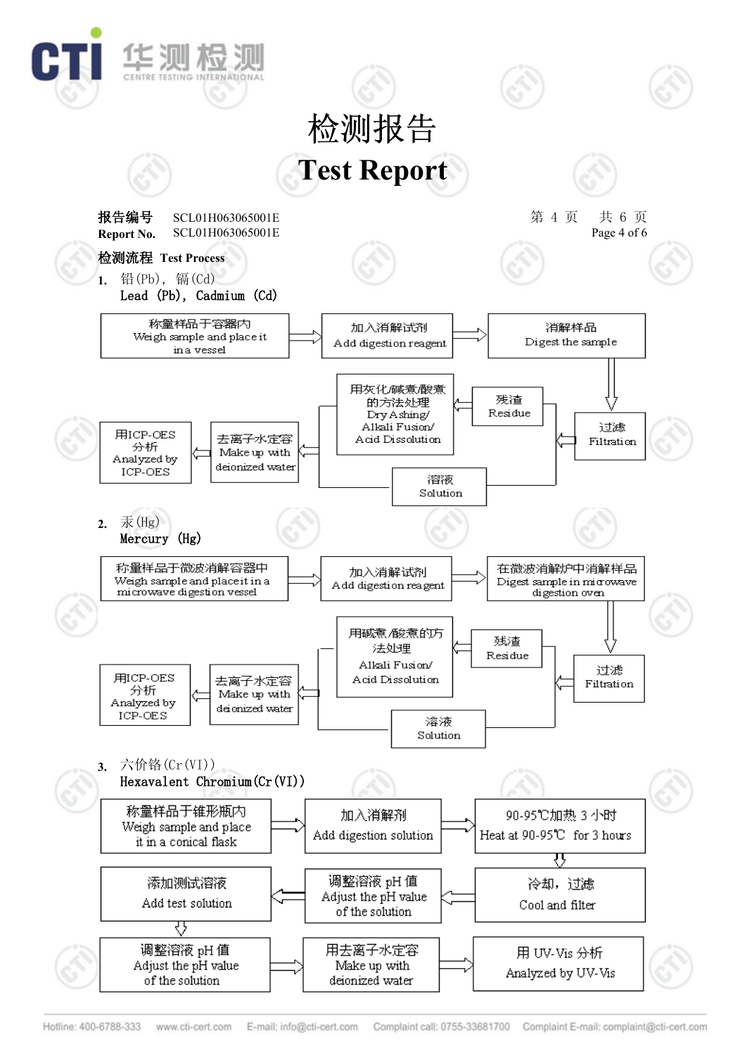# 检测报告

# Test Report

**报告编号** SCL01H063065001E

**Report No.** SCL01H063065001E

**检测流程 Test Process**

**1.** 铅(Pb)，镉(Cd)

Lead (Pb), Cadmium (Cd)

称量样品于容器内 Weigh sample and place it in a vessel → 加入消解试剂 Add digestion reagent → 消解样品 Digest the sample → 过滤 Filtration → 残渣 Residue → 用灰化/碱煮/酸煮的方法处理 Dry Ashing/ Alkali Fusion/ Acid Dissolution → 去离子水定容 Make up with deionized water → 用ICP-OES分析 Analyzed by ICP-OES

过滤 Filtration → 溶液 Solution → 去离子水定容 Make up with deionized water

**2.** 汞(Hg)

Mercury (Hg)

称量样品于微波消解容器中 Weigh sample and place it in a microwave digestion vessel → 加入消解试剂 Add digestion reagent → 在微波消解炉中消解样品 Digest sample in microwave digestion oven → 过滤 Filtration → 残渣 Residue → 用碱煮/酸煮的方法处理 Alkali Fusion/ Acid Dissolution → 去离子水定容 Make up with deionized water → 用ICP-OES分析 Analyzed by ICP-OES

过滤 Filtration → 溶液 Solution → 去离子水定容 Make up with deionized water

**3.** 六价铬(Cr(VI))

Hexavalent Chromium(Cr(VI))

称量样品于锥形瓶内 Weigh sample and place it in a conical flask → 加入消解剂 Add digestion solution → 90-95℃加热 3 小时 Heat at 90-95℃ for 3 hours → 冷却，过滤 Cool and filter → 调整溶液 pH 值 Adjust the pH value of the solution → 添加测试溶液 Add test solution → 调整溶液 pH 值 Adjust the pH value of the solution → 用去离子水定容 Make up with deionized water → 用 UV-Vis 分析 Analyzed by UV-Vis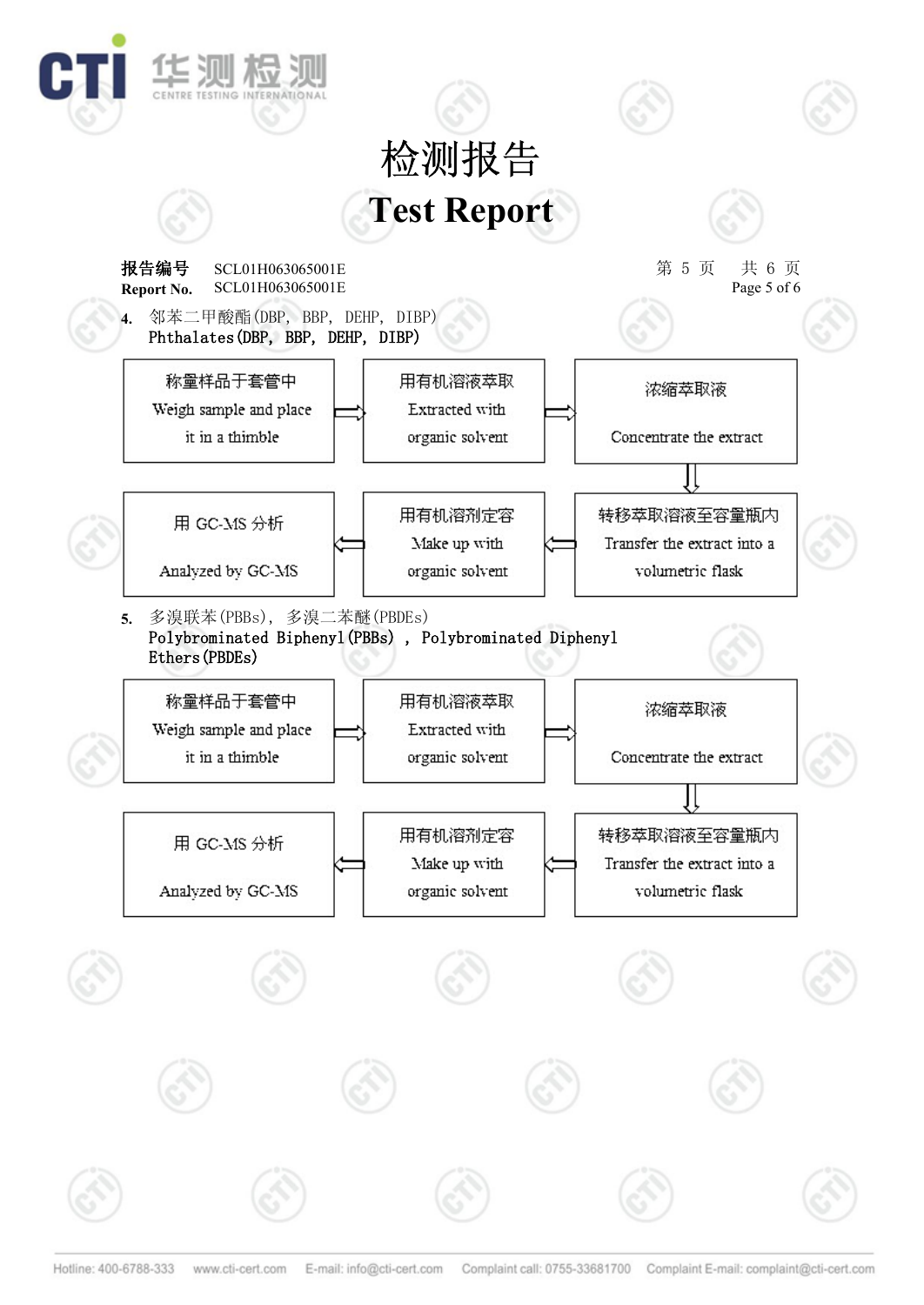# 检测报告
# Test Report

**报告编号** SCL01H063065001E
**Report No.** SCL01H063065001E

**4.** 邻苯二甲酸酯(DBP, BBP, DEHP, DIBP)
Phthalates(DBP, BBP, DEHP, DIBP)

称量样品于套管中 Weigh sample and place it in a thimble ⇒ 用有机溶液萃取 Extracted with organic solvent ⇒ 浓缩萃取液 Concentrate the extract ⇒ 转移萃取溶液至容量瓶内 Transfer the extract into a volumetric flask ⇒ 用有机溶剂定容 Make up with organic solvent ⇒ 用 GC-MS 分析 Analyzed by GC-MS

**5.** 多溴联苯(PBBs), 多溴二苯醚(PBDEs)
Polybrominated Biphenyl(PBBs) , Polybrominated Diphenyl Ethers(PBDEs)

称量样品于套管中 Weigh sample and place it in a thimble ⇒ 用有机溶液萃取 Extracted with organic solvent ⇒ 浓缩萃取液 Concentrate the extract ⇒ 转移萃取溶液至容量瓶内 Transfer the extract into a volumetric flask ⇒ 用有机溶剂定容 Make up with organic solvent ⇒ 用 GC-MS 分析 Analyzed by GC-MS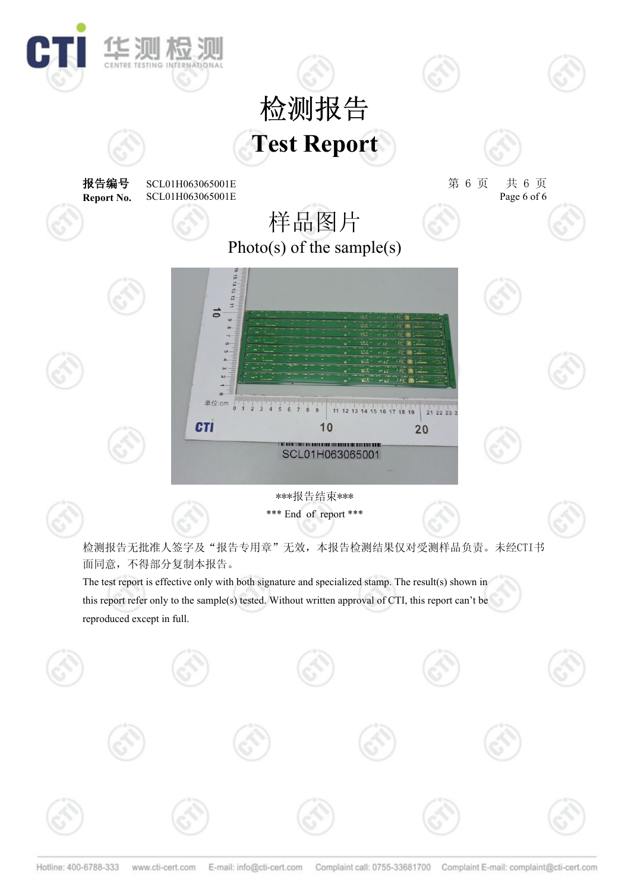# 检测报告
# Test Report

**报告编号** SCL01H063065001E
**Report No.** SCL01H063065001E

## 样品图片
## Photo(s) of the sample(s)

\*\*\*报告结束\*\*\*

\*\*\* End of report \*\*\*

检测报告无批准人签字及“报告专用章”无效，本报告检测结果仅对受测样品负责。未经CTI书面同意，不得部分复制本报告。

The test report is effective only with both signature and specialized stamp. The result(s) shown in this report refer only to the sample(s) tested. Without written approval of CTI, this report can’t be reproduced except in full.